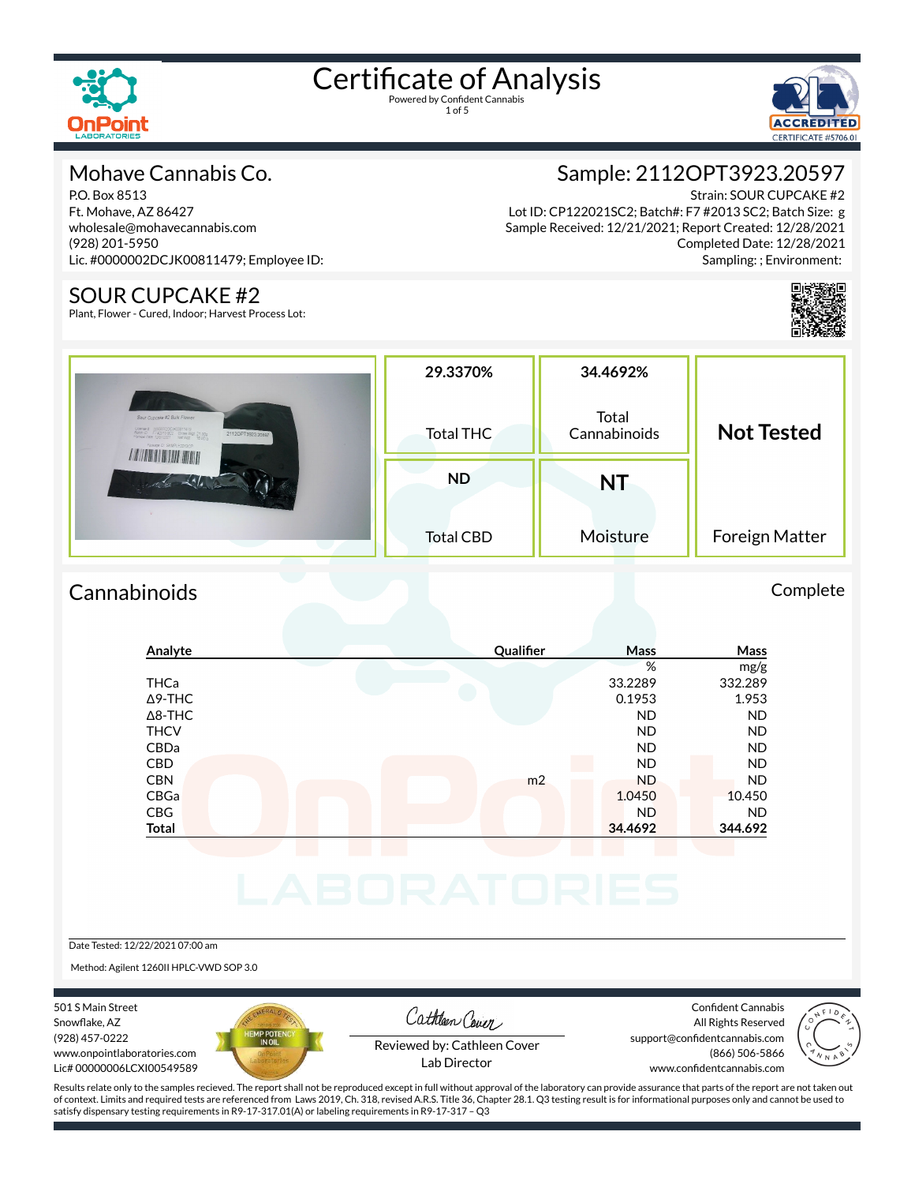# Certificate of Analysis

Powered by Confident Cannabis

## Mohave Cannabis Co.

P.O. Box 8513
Ft. Mohave, AZ 86427
wholesale@mohavecannabis.com
(928) 201-5950
Lic. #0000002DCJK00811479; Employee ID:

## Sample: 2112OPT3923.20597

Strain: SOUR CUPCAKE #2
Lot ID: CP122021SC2; Batch#: F7 #2013 SC2; Batch Size: g
Sample Received: 12/21/2021; Report Created: 12/28/2021
Completed Date: 12/28/2021
Sampling: ; Environment:

## SOUR CUPCAKE #2

Plant, Flower - Cured, Indoor; Harvest Process Lot:

| 29.3370% | 34.4692% | Not Tested |
|---|---|---|
| Total THC | Total Cannabinoids | |
| **ND** | **NT** | |
| Total CBD | Moisture | Foreign Matter |

## Cannabinoids

Complete

| Analyte | Qualifier | Mass | Mass |
|---|---|---|---|
| | | % | mg/g |
| THCa | | 33.2289 | 332.289 |
| Δ9-THC | | 0.1953 | 1.953 |
| Δ8-THC | | ND | ND |
| THCV | | ND | ND |
| CBDa | | ND | ND |
| CBD | | ND | ND |
| CBN | m2 | ND | ND |
| CBGa | | 1.0450 | 10.450 |
| CBG | | ND | ND |
| **Total** | | **34.4692** | **344.692** |

Date Tested: 12/22/2021 07:00 am

Method: Agilent 1260II HPLC-VWD SOP 3.0

501 S Main Street
Snowflake, AZ
(928) 457-0222
www.onpointlaboratories.com
Lic# 00000006LCXI00549589

Reviewed by: Cathleen Cover
Lab Director

Confident Cannabis
All Rights Reserved
support@confidentcannabis.com
(866) 506-5866
www.confidentcannabis.com

Results relate only to the samples recieved. The report shall not be reproduced except in full without approval of the laboratory can provide assurance that parts of the report are not taken out of context. Limits and required tests are referenced from Laws 2019, Ch. 318, revised A.R.S. Title 36, Chapter 28.1. Q3 testing result is for informational purposes only and cannot be used to satisfy dispensary testing requirements in R9-17-317.01(A) or labeling requirements in R9-17-317 – Q3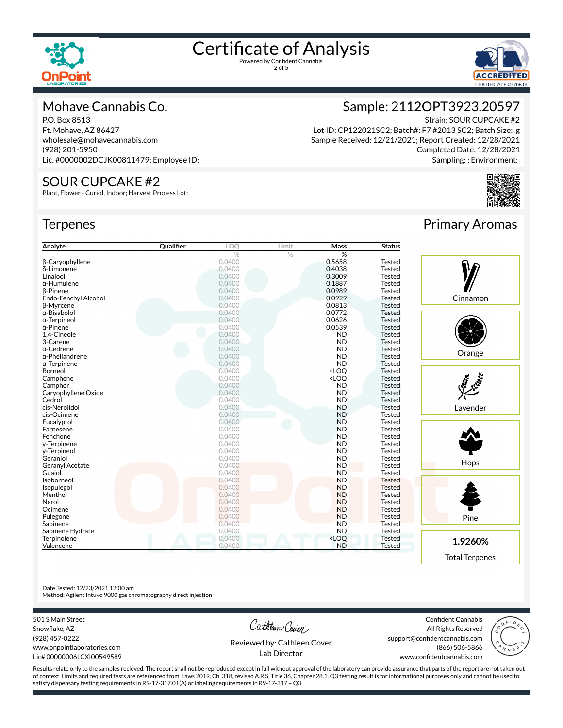# Certificate of Analysis

Powered by Confident Cannabis

## Mohave Cannabis Co.

P.O. Box 8513
Ft. Mohave, AZ 86427
wholesale@mohavecannabis.com
(928) 201-5950
Lic. #0000002DCJK00811479; Employee ID:

## Sample: 2112OPT3923.20597

Strain: SOUR CUPCAKE #2
Lot ID: CP122021SC2; Batch#: F7 #2013 SC2; Batch Size: g
Sample Received: 12/21/2021; Report Created: 12/28/2021
Completed Date: 12/28/2021
Sampling: ; Environment:

## SOUR CUPCAKE #2

Plant, Flower - Cured, Indoor; Harvest Process Lot:

## Terpenes

| Analyte | Qualifier | LOQ | Limit | Mass | Status |
|---|---|---|---|---|---|
| | | % | % | % | |
| β-Caryophyllene | | 0.0400 | | 0.5658 | Tested |
| δ-Limonene | | 0.0400 | | 0.4038 | Tested |
| Linalool | | 0.0400 | | 0.3009 | Tested |
| α-Humulene | | 0.0400 | | 0.1887 | Tested |
| β-Pinene | | 0.0400 | | 0.0989 | Tested |
| Endo-Fenchyl Alcohol | | 0.0400 | | 0.0929 | Tested |
| β-Myrcene | | 0.0400 | | 0.0813 | Tested |
| α-Bisabolol | | 0.0400 | | 0.0772 | Tested |
| α-Terpineol | | 0.0400 | | 0.0626 | Tested |
| α-Pinene | | 0.0400 | | 0.0539 | Tested |
| 1,4-Cineole | | 0.0400 | | ND | Tested |
| 3-Carene | | 0.0400 | | ND | Tested |
| α-Cedrene | | 0.0400 | | ND | Tested |
| α-Phellandrene | | 0.0400 | | ND | Tested |
| α-Terpinene | | 0.0400 | | ND | Tested |
| Borneol | | 0.0400 | | <LOQ | Tested |
| Camphene | | 0.0400 | | <LOQ | Tested |
| Camphor | | 0.0400 | | ND | Tested |
| Caryophyllene Oxide | | 0.0400 | | ND | Tested |
| Cedrol | | 0.0400 | | ND | Tested |
| cis-Nerolidol | | 0.0400 | | ND | Tested |
| cis-Ocimene | | 0.0400 | | ND | Tested |
| Eucalyptol | | 0.0400 | | ND | Tested |
| Farnesene | | 0.0400 | | ND | Tested |
| Fenchone | | 0.0400 | | ND | Tested |
| γ-Terpinene | | 0.0400 | | ND | Tested |
| γ-Terpineol | | 0.0400 | | ND | Tested |
| Geraniol | | 0.0400 | | ND | Tested |
| Geranyl Acetate | | 0.0400 | | ND | Tested |
| Guaiol | | 0.0400 | | ND | Tested |
| Isoborneol | | 0.0400 | | ND | Tested |
| Isopulegol | | 0.0400 | | ND | Tested |
| Menthol | | 0.0400 | | ND | Tested |
| Nerol | | 0.0400 | | ND | Tested |
| Ocimene | | 0.0400 | | ND | Tested |
| Pulegone | | 0.0400 | | ND | Tested |
| Sabinene | | 0.0400 | | ND | Tested |
| Sabinene Hydrate | | 0.0400 | | ND | Tested |
| Terpinolene | | 0.0400 | | <LOQ | Tested |
| Valencene | | 0.0400 | | ND | Tested |

## Primary Aromas

- Cinnamon
- Orange
- Lavender
- Hops
- Pine

**1.9260%**
Total Terpenes

Date Tested: 12/23/2021 12:00 am
Method: Agilent Intuvo 9000 gas chromatography direct injection

501 S Main Street
Snowflake, AZ
(928) 457-0222
www.onpointlaboratories.com
Lic# 00000006LCXI00549589

Reviewed by: Cathleen Cover
Lab Director

Confident Cannabis
All Rights Reserved
support@confidentcannabis.com
(866) 506-5866
www.confidentcannabis.com

Results relate only to the samples recieved. The report shall not be reproduced except in full without approval of the laboratory can provide assurance that parts of the report are not taken out of context. Limits and required tests are referenced from Laws 2019, Ch. 318, revised A.R.S. Title 36, Chapter 28.1. Q3 testing result is for informational purposes only and cannot be used to satisfy dispensary testing requirements in R9-17-317.01(A) or labeling requirements in R9-17-317 – Q3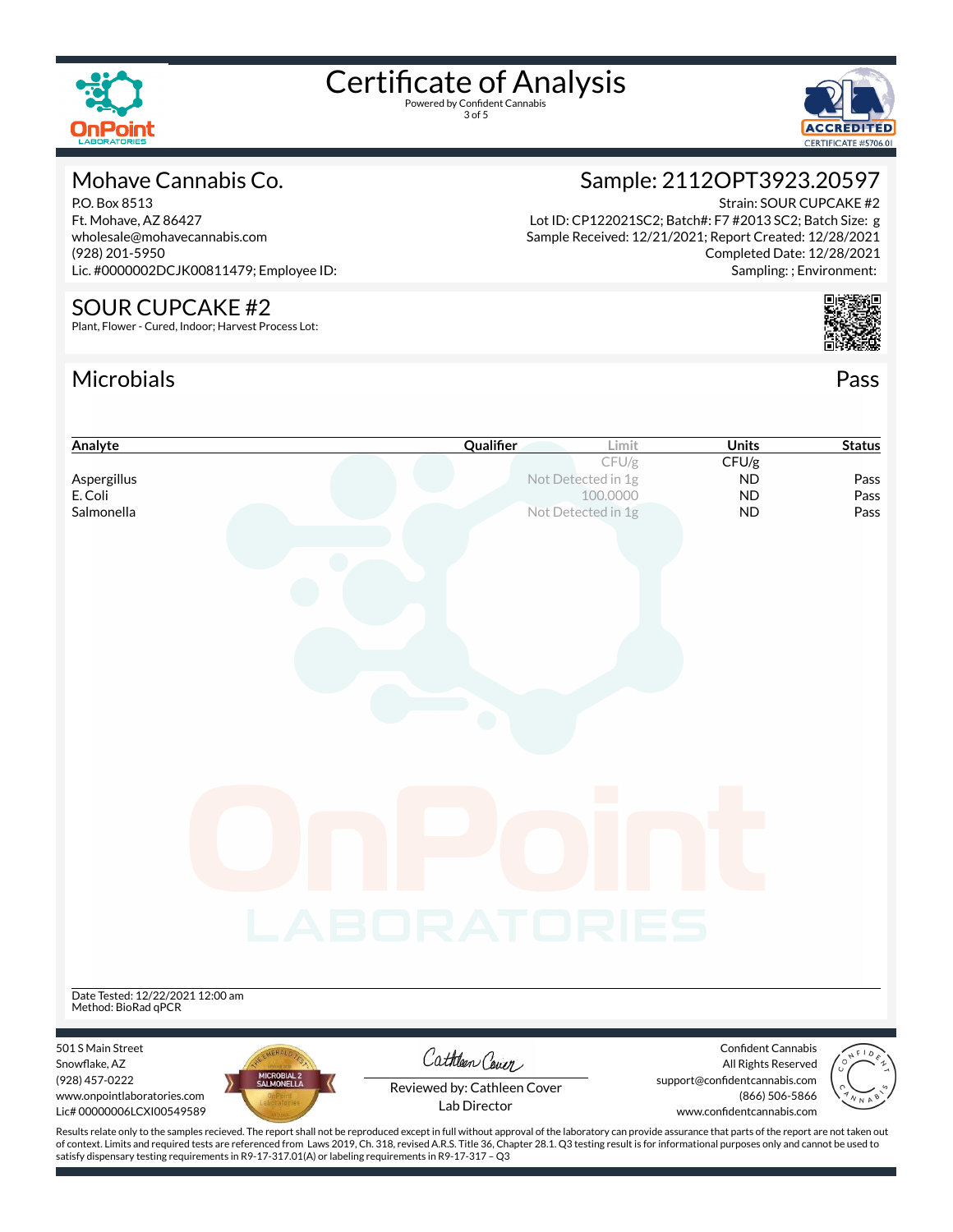# Certificate of Analysis

Powered by Confident Cannabis

## Mohave Cannabis Co.

P.O. Box 8513
Ft. Mohave, AZ 86427
wholesale@mohavecannabis.com
(928) 201-5950
Lic. #0000002DCJK00811479; Employee ID:

## Sample: 2112OPT3923.20597

Strain: SOUR CUPCAKE #2
Lot ID: CP122021SC2; Batch#: F7 #2013 SC2; Batch Size: g
Sample Received: 12/21/2021; Report Created: 12/28/2021
Completed Date: 12/28/2021
Sampling: ; Environment:

## SOUR CUPCAKE #2

Plant, Flower - Cured, Indoor; Harvest Process Lot:

## Microbials

Pass

| Analyte | Qualifier | Limit | Units | Status |
|---|---|---|---|---|
| | | CFU/g | CFU/g | |
| Aspergillus | | Not Detected in 1g | ND | Pass |
| E. Coli | | 100.0000 | ND | Pass |
| Salmonella | | Not Detected in 1g | ND | Pass |

Date Tested: 12/22/2021 12:00 am
Method: BioRad qPCR

501 S Main Street
Snowflake, AZ
(928) 457-0222
www.onpointlaboratories.com
Lic# 00000006LCXI00549589

Reviewed by: Cathleen Cover
Lab Director

Confident Cannabis
All Rights Reserved
support@confidentcannabis.com
(866) 506-5866
www.confidentcannabis.com

Results relate only to the samples recieved. The report shall not be reproduced except in full without approval of the laboratory can provide assurance that parts of the report are not taken out of context. Limits and required tests are referenced from Laws 2019, Ch. 318, revised A.R.S. Title 36, Chapter 28.1. Q3 testing result is for informational purposes only and cannot be used to satisfy dispensary testing requirements in R9-17-317.01(A) or labeling requirements in R9-17-317 – Q3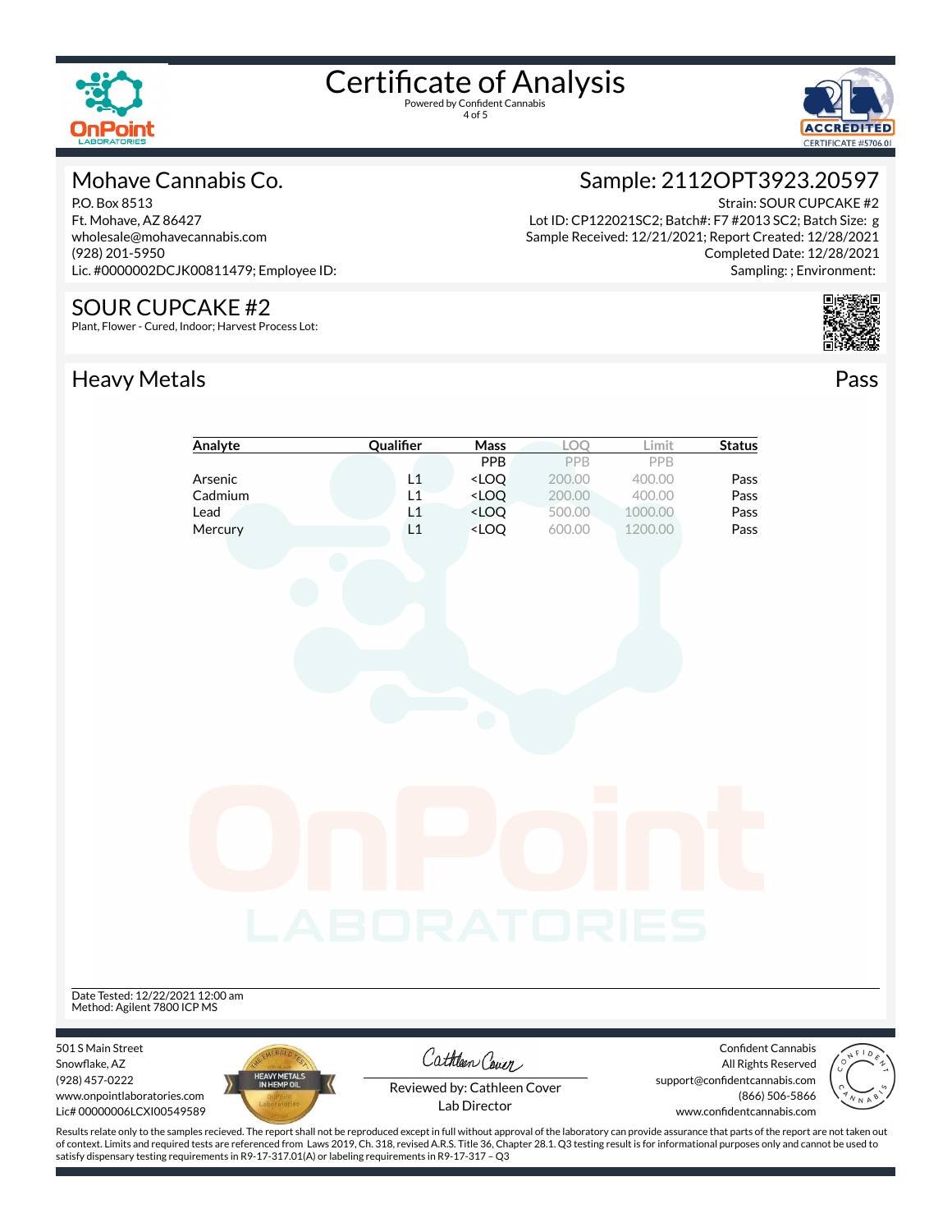# Certificate of Analysis

Powered by Confident Cannabis

## Mohave Cannabis Co.

P.O. Box 8513
Ft. Mohave, AZ 86427
wholesale@mohavecannabis.com
(928) 201-5950
Lic. #0000002DCJK00811479; Employee ID:

## Sample: 2112OPT3923.20597

Strain: SOUR CUPCAKE #2
Lot ID: CP122021SC2; Batch#: F7 #2013 SC2; Batch Size: g
Sample Received: 12/21/2021; Report Created: 12/28/2021
Completed Date: 12/28/2021
Sampling: ; Environment:

## SOUR CUPCAKE #2

Plant, Flower - Cured, Indoor; Harvest Process Lot:

## Heavy Metals

Pass

| Analyte | Qualifier | Mass | LOQ | Limit | Status |
|---|---|---|---|---|---|
| | | PPB | PPB | PPB | |
| Arsenic | L1 | <LOQ | 200.00 | 400.00 | Pass |
| Cadmium | L1 | <LOQ | 200.00 | 400.00 | Pass |
| Lead | L1 | <LOQ | 500.00 | 1000.00 | Pass |
| Mercury | L1 | <LOQ | 600.00 | 1200.00 | Pass |

Date Tested: 12/22/2021 12:00 am
Method: Agilent 7800 ICP MS

501 S Main Street
Snowflake, AZ
(928) 457-0222
www.onpointlaboratories.com
Lic# 00000006LCXI00549589

Reviewed by: Cathleen Cover
Lab Director

Confident Cannabis
All Rights Reserved
support@confidentcannabis.com
(866) 506-5866
www.confidentcannabis.com

Results relate only to the samples recieved. The report shall not be reproduced except in full without approval of the laboratory can provide assurance that parts of the report are not taken out of context. Limits and required tests are referenced from Laws 2019, Ch. 318, revised A.R.S. Title 36, Chapter 28.1. Q3 testing result is for informational purposes only and cannot be used to satisfy dispensary testing requirements in R9-17-317.01(A) or labeling requirements in R9-17-317 – Q3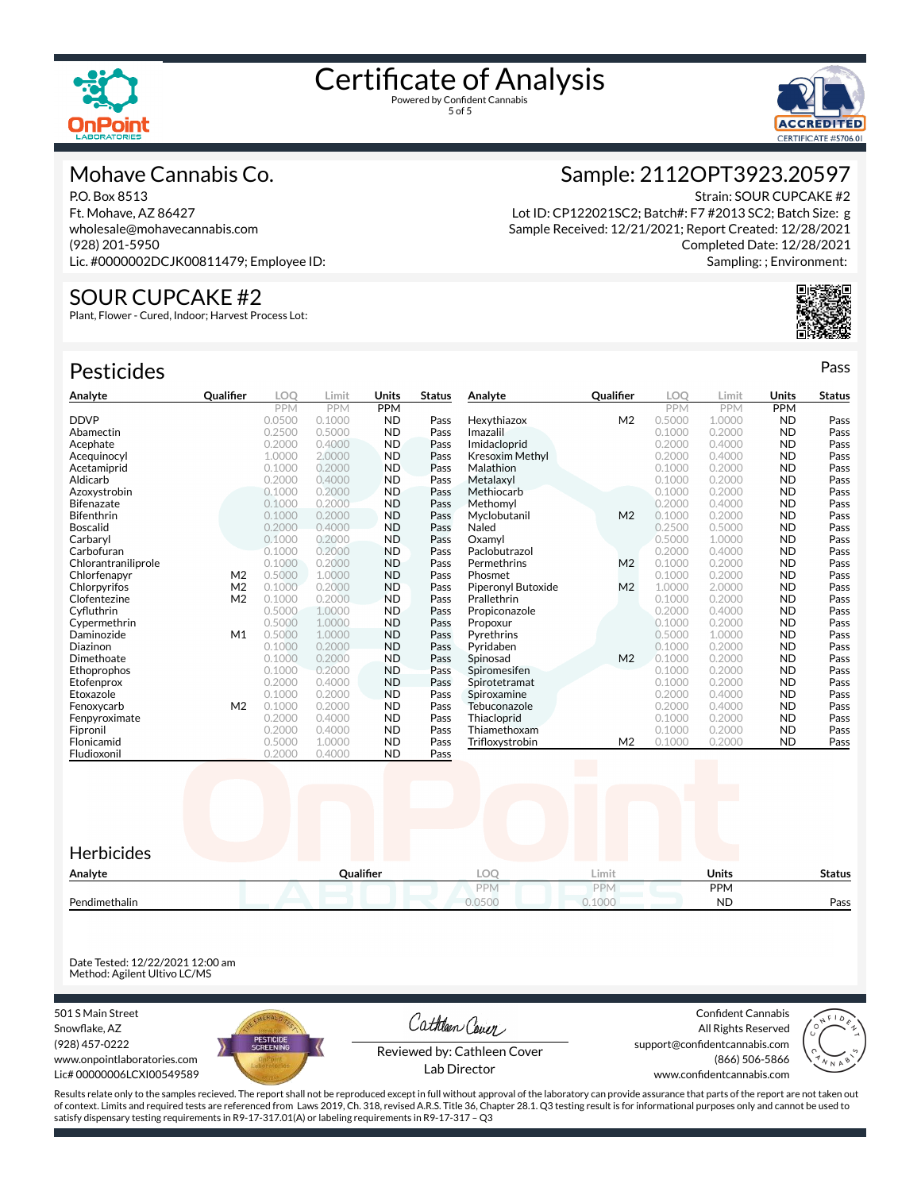# Certificate of Analysis

Powered by Confident Cannabis

## Mohave Cannabis Co.

P.O. Box 8513
Ft. Mohave, AZ 86427
wholesale@mohavecannabis.com
(928) 201-5950
Lic. #0000002DCJK00811479; Employee ID:

## Sample: 2112OPT3923.20597

Strain: SOUR CUPCAKE #2
Lot ID: CP122021SC2; Batch#: F7 #2013 SC2; Batch Size: g
Sample Received: 12/21/2021; Report Created: 12/28/2021
Completed Date: 12/28/2021
Sampling: ; Environment:

## SOUR CUPCAKE #2

Plant, Flower - Cured, Indoor; Harvest Process Lot:

## Pesticides

Pass

| Analyte | Qualifier | LOQ | Limit | Units | Status |
|---|---|---|---|---|---|
| | | PPM | PPM | PPM | |
| DDVP | | 0.0500 | 0.1000 | ND | Pass |
| Abamectin | | 0.2500 | 0.5000 | ND | Pass |
| Acephate | | 0.2000 | 0.4000 | ND | Pass |
| Acequinocyl | | 1.0000 | 2.0000 | ND | Pass |
| Acetamiprid | | 0.1000 | 0.2000 | ND | Pass |
| Aldicarb | | 0.2000 | 0.4000 | ND | Pass |
| Azoxystrobin | | 0.1000 | 0.2000 | ND | Pass |
| Bifenazate | | 0.1000 | 0.2000 | ND | Pass |
| Bifenthrin | | 0.1000 | 0.2000 | ND | Pass |
| Boscalid | | 0.2000 | 0.4000 | ND | Pass |
| Carbaryl | | 0.1000 | 0.2000 | ND | Pass |
| Carbofuran | | 0.1000 | 0.2000 | ND | Pass |
| Chlorantraniliprole | | 0.1000 | 0.2000 | ND | Pass |
| Chlorfenapyr | M2 | 0.5000 | 1.0000 | ND | Pass |
| Chlorpyrifos | M2 | 0.1000 | 0.2000 | ND | Pass |
| Clofentezine | M2 | 0.1000 | 0.2000 | ND | Pass |
| Cyfluthrin | | 0.5000 | 1.0000 | ND | Pass |
| Cypermethrin | | 0.5000 | 1.0000 | ND | Pass |
| Daminozide | M1 | 0.5000 | 1.0000 | ND | Pass |
| Diazinon | | 0.1000 | 0.2000 | ND | Pass |
| Dimethoate | | 0.1000 | 0.2000 | ND | Pass |
| Ethoprophos | | 0.1000 | 0.2000 | ND | Pass |
| Etofenprox | | 0.2000 | 0.4000 | ND | Pass |
| Etoxazole | | 0.1000 | 0.2000 | ND | Pass |
| Fenoxycarb | M2 | 0.1000 | 0.2000 | ND | Pass |
| Fenpyroximate | | 0.2000 | 0.4000 | ND | Pass |
| Fipronil | | 0.2000 | 0.4000 | ND | Pass |
| Flonicamid | | 0.5000 | 1.0000 | ND | Pass |
| Fludioxonil | | 0.2000 | 0.4000 | ND | Pass |
| Hexythiazox | M2 | 0.5000 | 1.0000 | ND | Pass |
| Imazalil | | 0.1000 | 0.2000 | ND | Pass |
| Imidacloprid | | 0.2000 | 0.4000 | ND | Pass |
| Kresoxim Methyl | | 0.2000 | 0.4000 | ND | Pass |
| Malathion | | 0.1000 | 0.2000 | ND | Pass |
| Metalaxyl | | 0.1000 | 0.2000 | ND | Pass |
| Methiocarb | | 0.1000 | 0.2000 | ND | Pass |
| Methomyl | | 0.2000 | 0.4000 | ND | Pass |
| Myclobutanil | M2 | 0.1000 | 0.2000 | ND | Pass |
| Naled | | 0.2500 | 0.5000 | ND | Pass |
| Oxamyl | | 0.5000 | 1.0000 | ND | Pass |
| Paclobutrazol | | 0.2000 | 0.4000 | ND | Pass |
| Permethrins | M2 | 0.1000 | 0.2000 | ND | Pass |
| Phosmet | | 0.1000 | 0.2000 | ND | Pass |
| Piperonyl Butoxide | M2 | 1.0000 | 2.0000 | ND | Pass |
| Prallethrin | | 0.1000 | 0.2000 | ND | Pass |
| Propiconazole | | 0.2000 | 0.4000 | ND | Pass |
| Propoxur | | 0.1000 | 0.2000 | ND | Pass |
| Pyrethrins | | 0.5000 | 1.0000 | ND | Pass |
| Pyridaben | | 0.1000 | 0.2000 | ND | Pass |
| Spinosad | M2 | 0.1000 | 0.2000 | ND | Pass |
| Spiromesifen | | 0.1000 | 0.2000 | ND | Pass |
| Spirotetramat | | 0.1000 | 0.2000 | ND | Pass |
| Spiroxamine | | 0.2000 | 0.4000 | ND | Pass |
| Tebuconazole | | 0.2000 | 0.4000 | ND | Pass |
| Thiacloprid | | 0.1000 | 0.2000 | ND | Pass |
| Thiamethoxam | | 0.1000 | 0.2000 | ND | Pass |
| Trifloxystrobin | M2 | 0.1000 | 0.2000 | ND | Pass |

## Herbicides

| Analyte | Qualifier | LOQ | Limit | Units | Status |
|---|---|---|---|---|---|
| | | PPM | PPM | PPM | |
| Pendimethalin | | 0.0500 | 0.1000 | ND | Pass |

Date Tested: 12/22/2021 12:00 am
Method: Agilent Ultivo LC/MS

501 S Main Street
Snowflake, AZ
(928) 457-0222
www.onpointlaboratories.com
Lic# 00000006LCXI00549589

Reviewed by: Cathleen Cover
Lab Director

Confident Cannabis
All Rights Reserved
support@confidentcannabis.com
(866) 506-5866
www.confidentcannabis.com

Results relate only to the samples recieved. The report shall not be reproduced except in full without approval of the laboratory can provide assurance that parts of the report are not taken out of context. Limits and required tests are referenced from Laws 2019, Ch. 318, revised A.R.S. Title 36, Chapter 28.1. Q3 testing result is for informational purposes only and cannot be used to satisfy dispensary testing requirements in R9-17-317.01(A) or labeling requirements in R9-17-317 – Q3